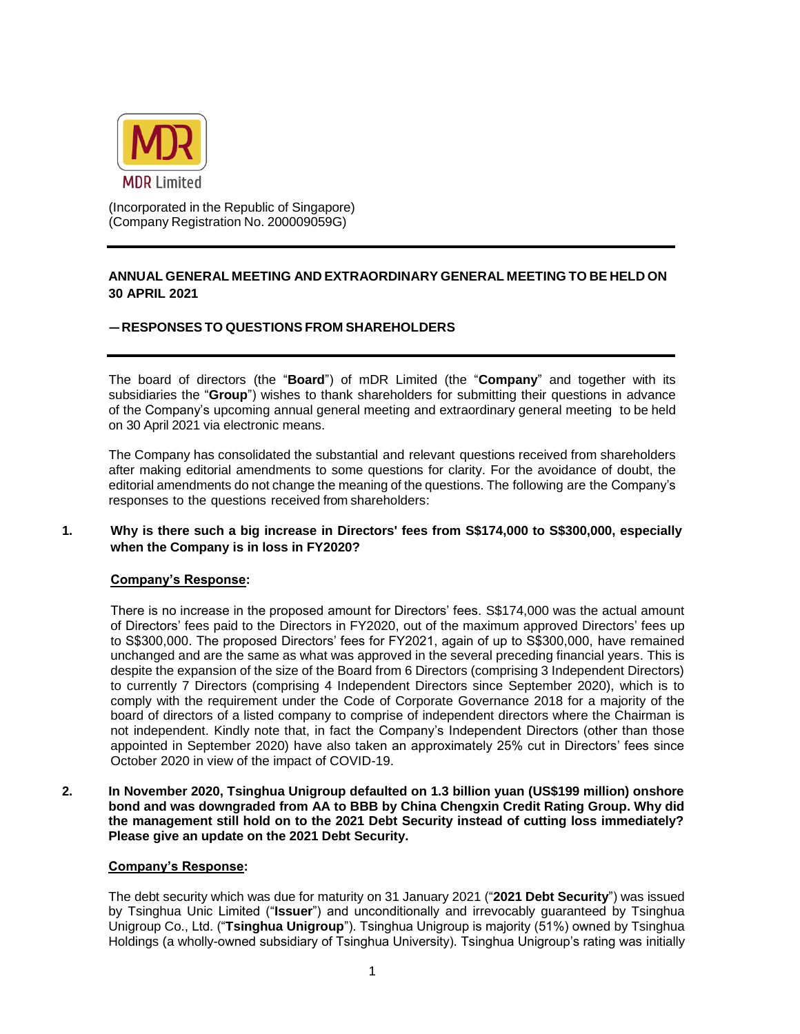MDR Limited

(Incorporated in the Republic of Singapore)
(Company Registration No. 200009059G)

**ANNUAL GENERAL MEETING AND EXTRAORDINARY GENERAL MEETING TO BE HELD ON 30 APRIL 2021**

**— RESPONSES TO QUESTIONS FROM SHAREHOLDERS**

The board of directors (the "**Board**") of mDR Limited (the "**Company**" and together with its subsidiaries the "**Group**") wishes to thank shareholders for submitting their questions in advance of the Company's upcoming annual general meeting and extraordinary general meeting to be held on 30 April 2021 via electronic means.

The Company has consolidated the substantial and relevant questions received from shareholders after making editorial amendments to some questions for clarity. For the avoidance of doubt, the editorial amendments do not change the meaning of the questions. The following are the Company's responses to the questions received from shareholders:

**1. Why is there such a big increase in Directors' fees from S$174,000 to S$300,000, especially when the Company is in loss in FY2020?**

**Company's Response:**

There is no increase in the proposed amount for Directors' fees. S$174,000 was the actual amount of Directors' fees paid to the Directors in FY2020, out of the maximum approved Directors' fees up to S$300,000. The proposed Directors' fees for FY2021, again of up to S$300,000, have remained unchanged and are the same as what was approved in the several preceding financial years. This is despite the expansion of the size of the Board from 6 Directors (comprising 3 Independent Directors) to currently 7 Directors (comprising 4 Independent Directors since September 2020), which is to comply with the requirement under the Code of Corporate Governance 2018 for a majority of the board of directors of a listed company to comprise of independent directors where the Chairman is not independent. Kindly note that, in fact the Company's Independent Directors (other than those appointed in September 2020) have also taken an approximately 25% cut in Directors' fees since October 2020 in view of the impact of COVID-19.

**2. In November 2020, Tsinghua Unigroup defaulted on 1.3 billion yuan (US$199 million) onshore bond and was downgraded from AA to BBB by China Chengxin Credit Rating Group. Why did the management still hold on to the 2021 Debt Security instead of cutting loss immediately? Please give an update on the 2021 Debt Security.**

**Company's Response:**

The debt security which was due for maturity on 31 January 2021 ("**2021 Debt Security**") was issued by Tsinghua Unic Limited ("**Issuer**") and unconditionally and irrevocably guaranteed by Tsinghua Unigroup Co., Ltd. ("**Tsinghua Unigroup**"). Tsinghua Unigroup is majority (51%) owned by Tsinghua Holdings (a wholly-owned subsidiary of Tsinghua University). Tsinghua Unigroup's rating was initially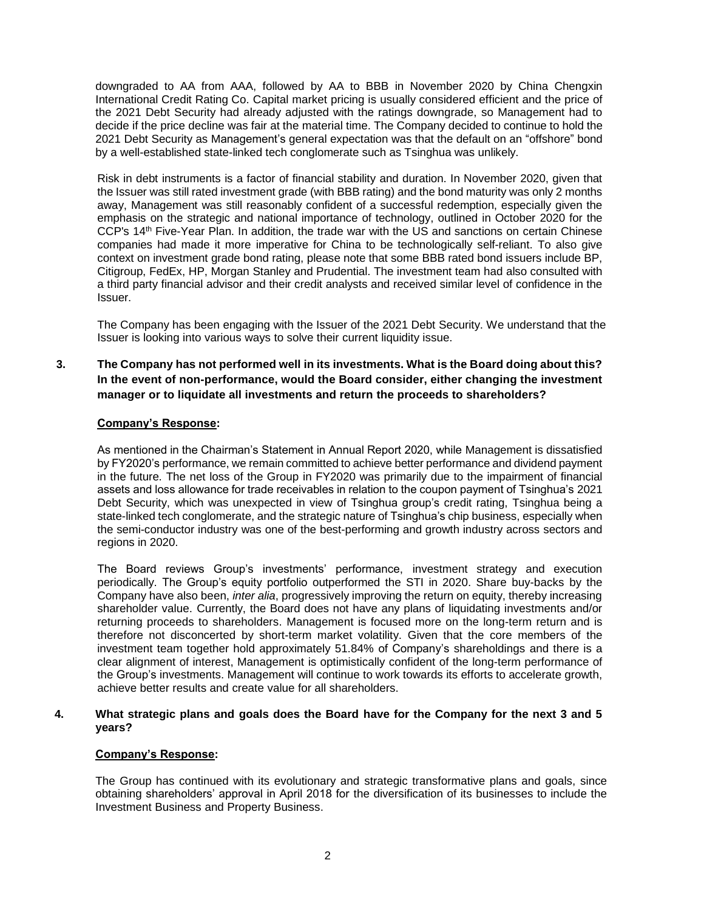downgraded to AA from AAA, followed by AA to BBB in November 2020 by China Chengxin International Credit Rating Co. Capital market pricing is usually considered efficient and the price of the 2021 Debt Security had already adjusted with the ratings downgrade, so Management had to decide if the price decline was fair at the material time. The Company decided to continue to hold the 2021 Debt Security as Management's general expectation was that the default on an "offshore" bond by a well-established state-linked tech conglomerate such as Tsinghua was unlikely.

Risk in debt instruments is a factor of financial stability and duration. In November 2020, given that the Issuer was still rated investment grade (with BBB rating) and the bond maturity was only 2 months away, Management was still reasonably confident of a successful redemption, especially given the emphasis on the strategic and national importance of technology, outlined in October 2020 for the CCP's 14th Five-Year Plan. In addition, the trade war with the US and sanctions on certain Chinese companies had made it more imperative for China to be technologically self-reliant. To also give context on investment grade bond rating, please note that some BBB rated bond issuers include BP, Citigroup, FedEx, HP, Morgan Stanley and Prudential. The investment team had also consulted with a third party financial advisor and their credit analysts and received similar level of confidence in the Issuer.

The Company has been engaging with the Issuer of the 2021 Debt Security. We understand that the Issuer is looking into various ways to solve their current liquidity issue.

**3. The Company has not performed well in its investments. What is the Board doing about this? In the event of non-performance, would the Board consider, either changing the investment manager or to liquidate all investments and return the proceeds to shareholders?**

**Company's Response:**

As mentioned in the Chairman's Statement in Annual Report 2020, while Management is dissatisfied by FY2020's performance, we remain committed to achieve better performance and dividend payment in the future. The net loss of the Group in FY2020 was primarily due to the impairment of financial assets and loss allowance for trade receivables in relation to the coupon payment of Tsinghua's 2021 Debt Security, which was unexpected in view of Tsinghua group's credit rating, Tsinghua being a state-linked tech conglomerate, and the strategic nature of Tsinghua's chip business, especially when the semi-conductor industry was one of the best-performing and growth industry across sectors and regions in 2020.

The Board reviews Group's investments' performance, investment strategy and execution periodically. The Group's equity portfolio outperformed the STI in 2020. Share buy-backs by the Company have also been, *inter alia*, progressively improving the return on equity, thereby increasing shareholder value. Currently, the Board does not have any plans of liquidating investments and/or returning proceeds to shareholders. Management is focused more on the long-term return and is therefore not disconcerted by short-term market volatility. Given that the core members of the investment team together hold approximately 51.84% of Company's shareholdings and there is a clear alignment of interest, Management is optimistically confident of the long-term performance of the Group's investments. Management will continue to work towards its efforts to accelerate growth, achieve better results and create value for all shareholders.

**4. What strategic plans and goals does the Board have for the Company for the next 3 and 5 years?**

**Company's Response:**

The Group has continued with its evolutionary and strategic transformative plans and goals, since obtaining shareholders' approval in April 2018 for the diversification of its businesses to include the Investment Business and Property Business.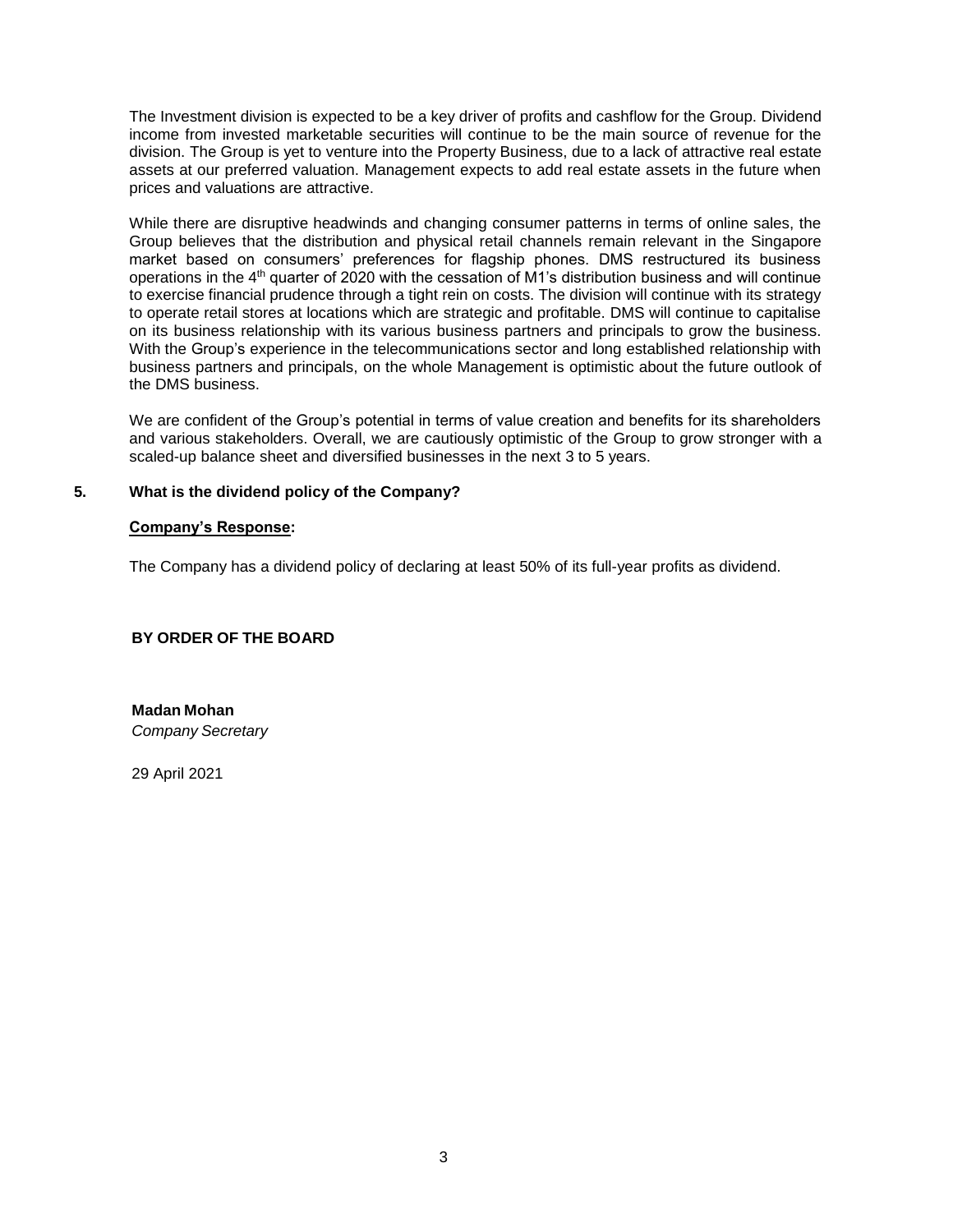The Investment division is expected to be a key driver of profits and cashflow for the Group. Dividend income from invested marketable securities will continue to be the main source of revenue for the division. The Group is yet to venture into the Property Business, due to a lack of attractive real estate assets at our preferred valuation. Management expects to add real estate assets in the future when prices and valuations are attractive.

While there are disruptive headwinds and changing consumer patterns in terms of online sales, the Group believes that the distribution and physical retail channels remain relevant in the Singapore market based on consumers' preferences for flagship phones. DMS restructured its business operations in the 4th quarter of 2020 with the cessation of M1's distribution business and will continue to exercise financial prudence through a tight rein on costs. The division will continue with its strategy to operate retail stores at locations which are strategic and profitable. DMS will continue to capitalise on its business relationship with its various business partners and principals to grow the business. With the Group's experience in the telecommunications sector and long established relationship with business partners and principals, on the whole Management is optimistic about the future outlook of the DMS business.

We are confident of the Group's potential in terms of value creation and benefits for its shareholders and various stakeholders. Overall, we are cautiously optimistic of the Group to grow stronger with a scaled-up balance sheet and diversified businesses in the next 3 to 5 years.

**5. What is the dividend policy of the Company?**

**Company's Response:**

The Company has a dividend policy of declaring at least 50% of its full-year profits as dividend.

**BY ORDER OF THE BOARD**

**Madan Mohan**
*Company Secretary*

29 April 2021